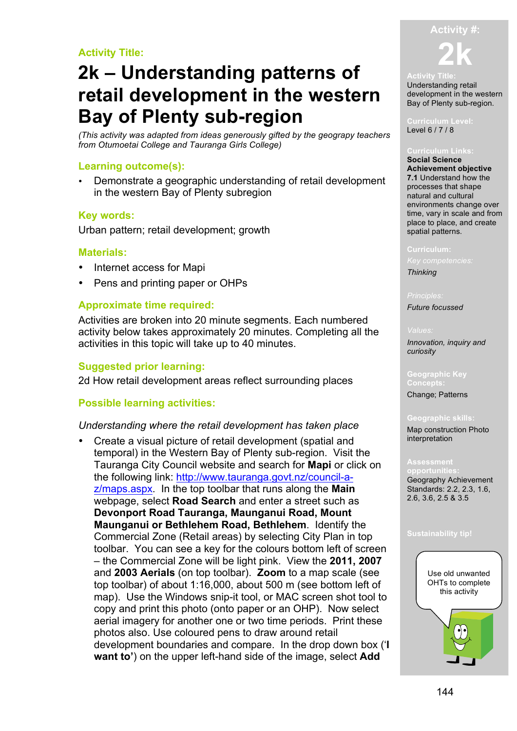**Activity Title:**

# 2k – Understanding patterns of retail development in the western Bay of Plenty sub-region

*(This activity was adapted from ideas generously gifted by the geograpy teachers from Otumoetai College and Tauranga Girls College)*

## Learning outcome(s):

- Demonstrate a geographic understanding of retail development in the western Bay of Plenty subregion

## Key words:

Urban pattern; retail development; growth

## Materials:

- Internet access for Mapi
- Pens and printing paper or OHPs

## Approximate time required:

Activities are broken into 20 minute segments. Each numbered activity below takes approximately 20 minutes. Completing all the activities in this topic will take up to 40 minutes.

## Suggested prior learning:

2d How retail development areas reflect surrounding places

## Possible learning activities:

*Understanding where the retail development has taken place*

- Create a visual picture of retail development (spatial and temporal) in the Western Bay of Plenty sub-region. Visit the Tauranga City Council website and search for **Mapi** or click on the following link: [http://www.tauranga.govt.nz/council-a-z/maps.aspx](http://www.tauranga.govt.nz/council-a-z/maps.aspx). In the top toolbar that runs along the **Main** webpage, select **Road Search** and enter a street such as **Devonport Road Tauranga, Maunganui Road, Mount Maunganui or Bethlehem Road, Bethlehem**. Identify the Commercial Zone (Retail areas) by selecting City Plan in top toolbar. You can see a key for the colours bottom left of screen – the Commercial Zone will be light pink. View the **2011, 2007** and **2003 Aerials** (on top toolbar). **Zoom** to a map scale (see top toolbar) of about 1:16,000, about 500 m (see bottom left of map). Use the Windows snip-it tool, or MAC screen shot tool to copy and print this photo (onto paper or an OHP). Now select aerial imagery for another one or two time periods. Print these photos also. Use coloured pens to draw around retail development boundaries and compare. In the drop down box ('**I want to'**) on the upper left-hand side of the image, select **Add**

---

**Activity #:**

**2k**

**Activity Title:**
Understanding retail development in the western Bay of Plenty sub-region.

**Curriculum Level:**
Level 6 / 7 / 8

**Curriculum Links:**
**Social Science Achievement objective**
**7.1** Understand how the processes that shape natural and cultural environments change over time, vary in scale and from place to place, and create spatial patterns.

**Curriculum:**
*Key competencies:*
*Thinking*

*Principles:*
*Future focussed*

*Values:*
*Innovation, inquiry and curiosity*

**Geographic Key Concepts:**
Change; Patterns

**Geographic skills:**
Map construction Photo interpretation

**Assessment opportunities:**
Geography Achievement Standards: 2.2, 2.3, 1.6, 2.6, 3.6, 2.5 & 3.5

**Sustainability tip!**
Use old unwanted OHTs to complete this activity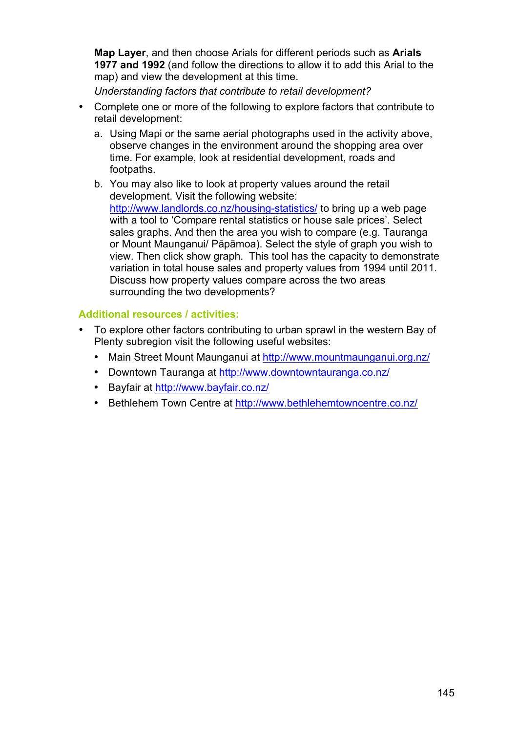**Map Layer**, and then choose Arials for different periods such as **Arials 1977 and 1992** (and follow the directions to allow it to add this Arial to the map) and view the development at this time.

*Understanding factors that contribute to retail development?*

- Complete one or more of the following to explore factors that contribute to retail development:
  a. Using Mapi or the same aerial photographs used in the activity above, observe changes in the environment around the shopping area over time. For example, look at residential development, roads and footpaths.
  b. You may also like to look at property values around the retail development. Visit the following website: http://www.landlords.co.nz/housing-statistics/ to bring up a web page with a tool to 'Compare rental statistics or house sale prices'. Select sales graphs. And then the area you wish to compare (e.g. Tauranga or Mount Maunganui/ Pāpāmoa). Select the style of graph you wish to view. Then click show graph. This tool has the capacity to demonstrate variation in total house sales and property values from 1994 until 2011. Discuss how property values compare across the two areas surrounding the two developments?

### Additional resources / activities:

- To explore other factors contributing to urban sprawl in the western Bay of Plenty subregion visit the following useful websites:
  - Main Street Mount Maunganui at http://www.mountmaunganui.org.nz/
  - Downtown Tauranga at http://www.downtowntauranga.co.nz/
  - Bayfair at http://www.bayfair.co.nz/
  - Bethlehem Town Centre at http://www.bethlehemtowncentre.co.nz/